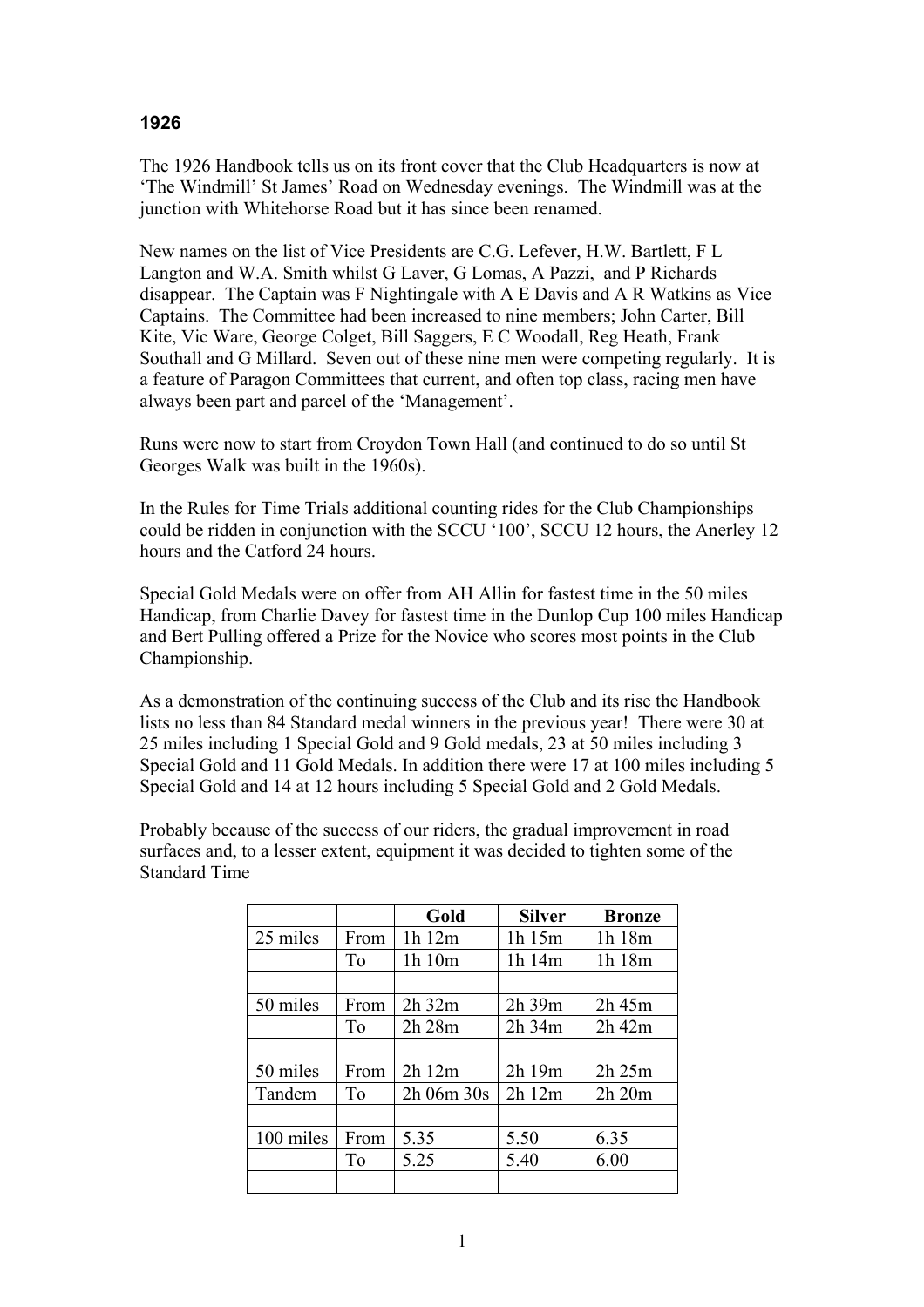# 1926

The 1926 Handbook tells us on its front cover that the Club Headquarters is now at 'The Windmill' St James' Road on Wednesday evenings. The Windmill was at the junction with Whitehorse Road but it has since been renamed.

New names on the list of Vice Presidents are C.G. Lefever, H.W. Bartlett, F L Langton and W.A. Smith whilst G Laver, G Lomas, A Pazzi, and P Richards disappear. The Captain was F Nightingale with A E Davis and A R Watkins as Vice Captains. The Committee had been increased to nine members; John Carter, Bill Kite, Vic Ware, George Colget, Bill Saggers, E C Woodall, Reg Heath, Frank Southall and G Millard. Seven out of these nine men were competing regularly. It is a feature of Paragon Committees that current, and often top class, racing men have always been part and parcel of the 'Management'.

Runs were now to start from Croydon Town Hall (and continued to do so until St Georges Walk was built in the 1960s).

In the Rules for Time Trials additional counting rides for the Club Championships could be ridden in conjunction with the SCCU '100', SCCU 12 hours, the Anerley 12 hours and the Catford 24 hours.

Special Gold Medals were on offer from AH Allin for fastest time in the 50 miles Handicap, from Charlie Davey for fastest time in the Dunlop Cup 100 miles Handicap and Bert Pulling offered a Prize for the Novice who scores most points in the Club Championship.

As a demonstration of the continuing success of the Club and its rise the Handbook lists no less than 84 Standard medal winners in the previous year! There were 30 at 25 miles including 1 Special Gold and 9 Gold medals, 23 at 50 miles including 3 Special Gold and 11 Gold Medals. In addition there were 17 at 100 miles including 5 Special Gold and 14 at 12 hours including 5 Special Gold and 2 Gold Medals.

Probably because of the success of our riders, the gradual improvement in road surfaces and, to a lesser extent, equipment it was decided to tighten some of the Standard Time

| | | Gold | Silver | Bronze |
|---|---|---|---|---|
| 25 miles | From | 1h 12m | 1h 15m | 1h 18m |
| | To | 1h 10m | 1h 14m | 1h 18m |
| | | | | |
| 50 miles | From | 2h 32m | 2h 39m | 2h 45m |
| | To | 2h 28m | 2h 34m | 2h 42m |
| | | | | |
| 50 miles | From | 2h 12m | 2h 19m | 2h 25m |
| Tandem | To | 2h 06m 30s | 2h 12m | 2h 20m |
| | | | | |
| 100 miles | From | 5.35 | 5.50 | 6.35 |
| | To | 5.25 | 5.40 | 6.00 |
| | | | | |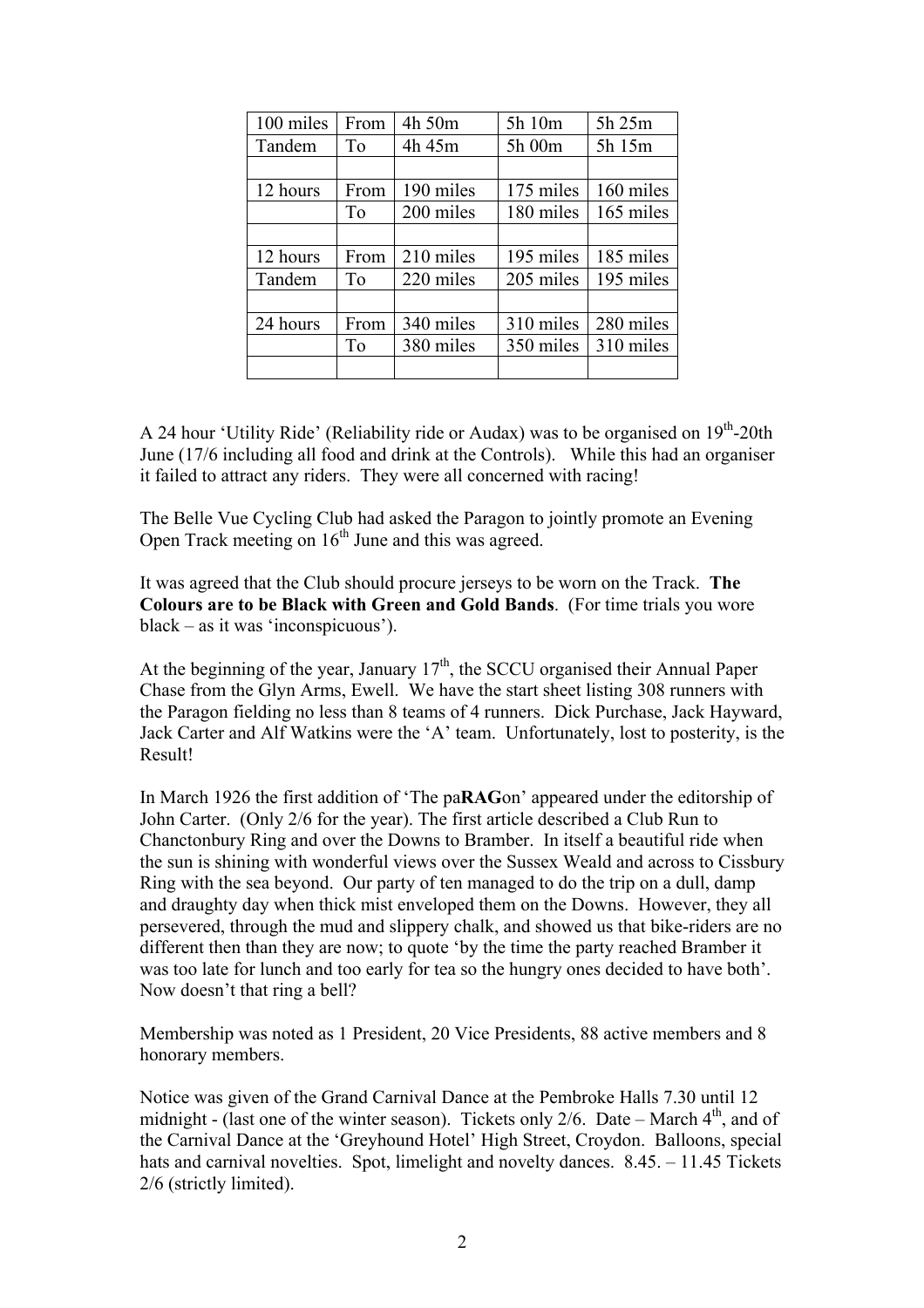| 100 miles | From | 4h 50m | 5h 10m | 5h 25m |
|---|---|---|---|---|
| Tandem | To | 4h 45m | 5h 00m | 5h 15m |
| | | | | |
| 12 hours | From | 190 miles | 175 miles | 160 miles |
| | To | 200 miles | 180 miles | 165 miles |
| | | | | |
| 12 hours | From | 210 miles | 195 miles | 185 miles |
| Tandem | To | 220 miles | 205 miles | 195 miles |
| | | | | |
| 24 hours | From | 340 miles | 310 miles | 280 miles |
| | To | 380 miles | 350 miles | 310 miles |
| | | | | |

A 24 hour 'Utility Ride' (Reliability ride or Audax) was to be organised on 19th-20th June (17/6 including all food and drink at the Controls). While this had an organiser it failed to attract any riders. They were all concerned with racing!

The Belle Vue Cycling Club had asked the Paragon to jointly promote an Evening Open Track meeting on 16th June and this was agreed.

It was agreed that the Club should procure jerseys to be worn on the Track. **The Colours are to be Black with Green and Gold Bands**. (For time trials you wore black – as it was 'inconspicuous').

At the beginning of the year, January 17th, the SCCU organised their Annual Paper Chase from the Glyn Arms, Ewell. We have the start sheet listing 308 runners with the Paragon fielding no less than 8 teams of 4 runners. Dick Purchase, Jack Hayward, Jack Carter and Alf Watkins were the 'A' team. Unfortunately, lost to posterity, is the Result!

In March 1926 the first addition of 'The pa**RAG**on' appeared under the editorship of John Carter. (Only 2/6 for the year). The first article described a Club Run to Chanctonbury Ring and over the Downs to Bramber. In itself a beautiful ride when the sun is shining with wonderful views over the Sussex Weald and across to Cissbury Ring with the sea beyond. Our party of ten managed to do the trip on a dull, damp and draughty day when thick mist enveloped them on the Downs. However, they all persevered, through the mud and slippery chalk, and showed us that bike-riders are no different then than they are now; to quote 'by the time the party reached Bramber it was too late for lunch and too early for tea so the hungry ones decided to have both'. Now doesn't that ring a bell?

Membership was noted as 1 President, 20 Vice Presidents, 88 active members and 8 honorary members.

Notice was given of the Grand Carnival Dance at the Pembroke Halls 7.30 until 12 midnight - (last one of the winter season). Tickets only 2/6. Date – March 4th, and of the Carnival Dance at the 'Greyhound Hotel' High Street, Croydon. Balloons, special hats and carnival novelties. Spot, limelight and novelty dances. 8.45. – 11.45 Tickets 2/6 (strictly limited).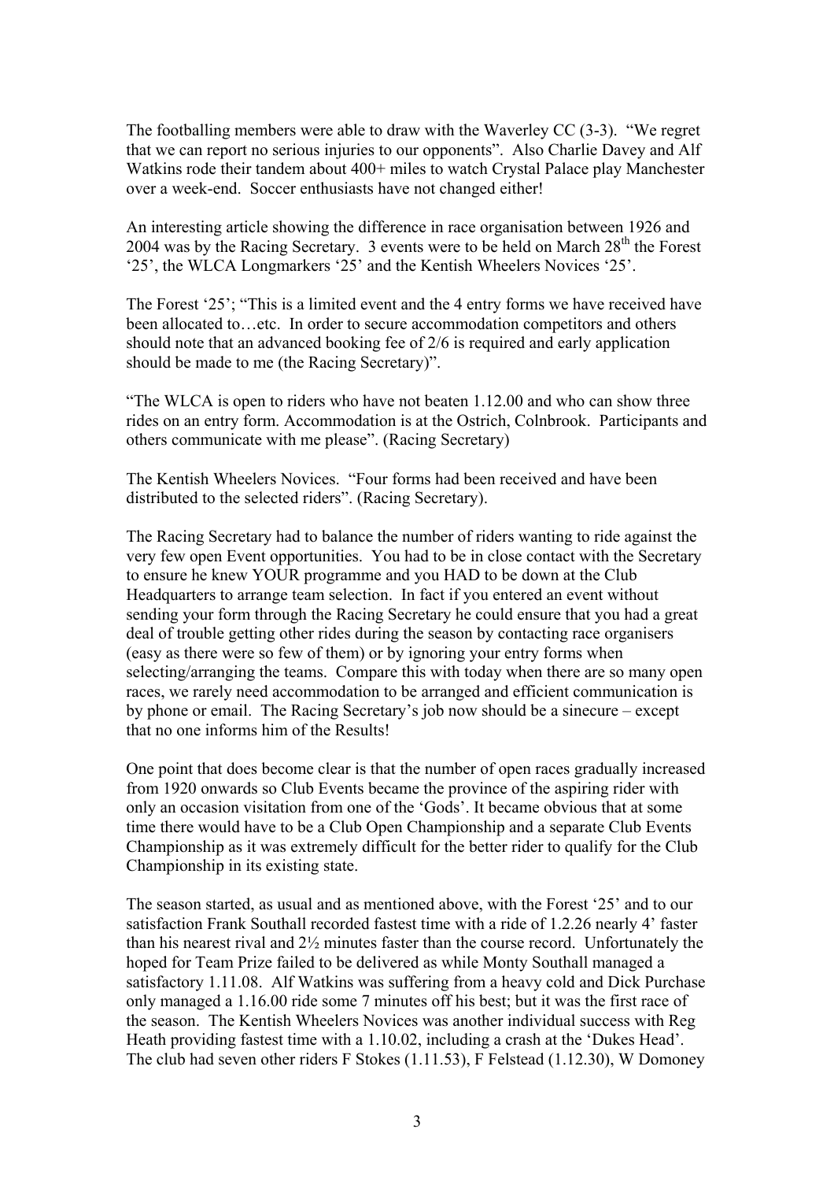The footballing members were able to draw with the Waverley CC (3-3). "We regret that we can report no serious injuries to our opponents". Also Charlie Davey and Alf Watkins rode their tandem about 400+ miles to watch Crystal Palace play Manchester over a week-end. Soccer enthusiasts have not changed either!

An interesting article showing the difference in race organisation between 1926 and 2004 was by the Racing Secretary. 3 events were to be held on March 28th the Forest '25', the WLCA Longmarkers '25' and the Kentish Wheelers Novices '25'.

The Forest '25'; "This is a limited event and the 4 entry forms we have received have been allocated to…etc. In order to secure accommodation competitors and others should note that an advanced booking fee of 2/6 is required and early application should be made to me (the Racing Secretary)".

"The WLCA is open to riders who have not beaten 1.12.00 and who can show three rides on an entry form. Accommodation is at the Ostrich, Colnbrook. Participants and others communicate with me please". (Racing Secretary)

The Kentish Wheelers Novices. "Four forms had been received and have been distributed to the selected riders". (Racing Secretary).

The Racing Secretary had to balance the number of riders wanting to ride against the very few open Event opportunities. You had to be in close contact with the Secretary to ensure he knew YOUR programme and you HAD to be down at the Club Headquarters to arrange team selection. In fact if you entered an event without sending your form through the Racing Secretary he could ensure that you had a great deal of trouble getting other rides during the season by contacting race organisers (easy as there were so few of them) or by ignoring your entry forms when selecting/arranging the teams. Compare this with today when there are so many open races, we rarely need accommodation to be arranged and efficient communication is by phone or email. The Racing Secretary's job now should be a sinecure – except that no one informs him of the Results!

One point that does become clear is that the number of open races gradually increased from 1920 onwards so Club Events became the province of the aspiring rider with only an occasion visitation from one of the 'Gods'. It became obvious that at some time there would have to be a Club Open Championship and a separate Club Events Championship as it was extremely difficult for the better rider to qualify for the Club Championship in its existing state.

The season started, as usual and as mentioned above, with the Forest '25' and to our satisfaction Frank Southall recorded fastest time with a ride of 1.2.26 nearly 4' faster than his nearest rival and 2½ minutes faster than the course record. Unfortunately the hoped for Team Prize failed to be delivered as while Monty Southall managed a satisfactory 1.11.08. Alf Watkins was suffering from a heavy cold and Dick Purchase only managed a 1.16.00 ride some 7 minutes off his best; but it was the first race of the season. The Kentish Wheelers Novices was another individual success with Reg Heath providing fastest time with a 1.10.02, including a crash at the 'Dukes Head'. The club had seven other riders F Stokes (1.11.53), F Felstead (1.12.30), W Domoney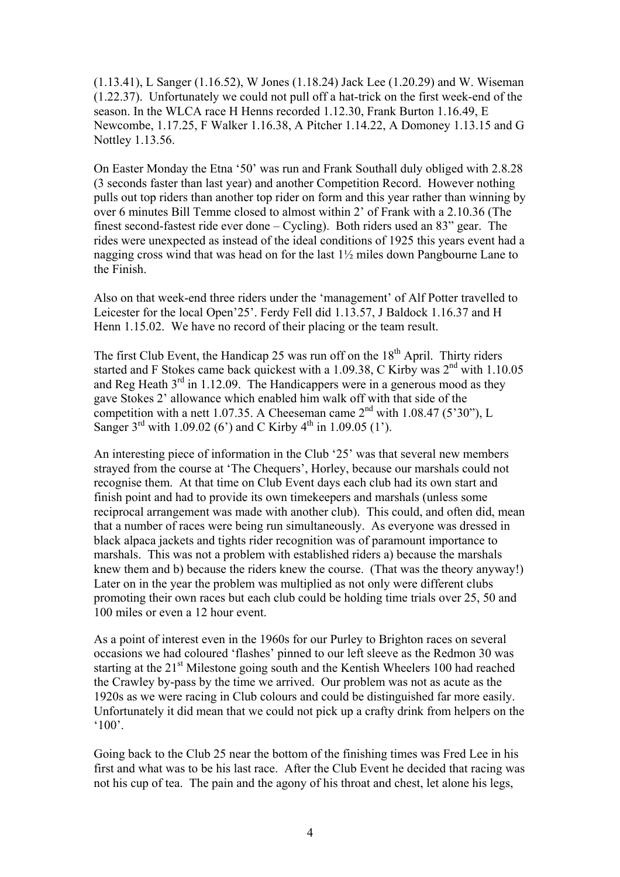(1.13.41), L Sanger (1.16.52), W Jones (1.18.24) Jack Lee (1.20.29) and W. Wiseman (1.22.37). Unfortunately we could not pull off a hat-trick on the first week-end of the season. In the WLCA race H Henns recorded 1.12.30, Frank Burton 1.16.49, E Newcombe, 1.17.25, F Walker 1.16.38, A Pitcher 1.14.22, A Domoney 1.13.15 and G Nottley 1.13.56.

On Easter Monday the Etna '50' was run and Frank Southall duly obliged with 2.8.28 (3 seconds faster than last year) and another Competition Record. However nothing pulls out top riders than another top rider on form and this year rather than winning by over 6 minutes Bill Temme closed to almost within 2' of Frank with a 2.10.36 (The finest second-fastest ride ever done – Cycling). Both riders used an 83" gear. The rides were unexpected as instead of the ideal conditions of 1925 this years event had a nagging cross wind that was head on for the last 1½ miles down Pangbourne Lane to the Finish.

Also on that week-end three riders under the 'management' of Alf Potter travelled to Leicester for the local Open'25'. Ferdy Fell did 1.13.57, J Baldock 1.16.37 and H Henn 1.15.02. We have no record of their placing or the team result.

The first Club Event, the Handicap 25 was run off on the 18th April. Thirty riders started and F Stokes came back quickest with a 1.09.38, C Kirby was 2nd with 1.10.05 and Reg Heath 3rd in 1.12.09. The Handicappers were in a generous mood as they gave Stokes 2' allowance which enabled him walk off with that side of the competition with a nett 1.07.35. A Cheeseman came 2nd with 1.08.47 (5'30"), L Sanger 3rd with 1.09.02 (6') and C Kirby 4th in 1.09.05 (1').

An interesting piece of information in the Club '25' was that several new members strayed from the course at 'The Chequers', Horley, because our marshals could not recognise them. At that time on Club Event days each club had its own start and finish point and had to provide its own timekeepers and marshals (unless some reciprocal arrangement was made with another club). This could, and often did, mean that a number of races were being run simultaneously. As everyone was dressed in black alpaca jackets and tights rider recognition was of paramount importance to marshals. This was not a problem with established riders a) because the marshals knew them and b) because the riders knew the course. (That was the theory anyway!) Later on in the year the problem was multiplied as not only were different clubs promoting their own races but each club could be holding time trials over 25, 50 and 100 miles or even a 12 hour event.

As a point of interest even in the 1960s for our Purley to Brighton races on several occasions we had coloured 'flashes' pinned to our left sleeve as the Redmon 30 was starting at the 21st Milestone going south and the Kentish Wheelers 100 had reached the Crawley by-pass by the time we arrived. Our problem was not as acute as the 1920s as we were racing in Club colours and could be distinguished far more easily. Unfortunately it did mean that we could not pick up a crafty drink from helpers on the '100'.

Going back to the Club 25 near the bottom of the finishing times was Fred Lee in his first and what was to be his last race. After the Club Event he decided that racing was not his cup of tea. The pain and the agony of his throat and chest, let alone his legs,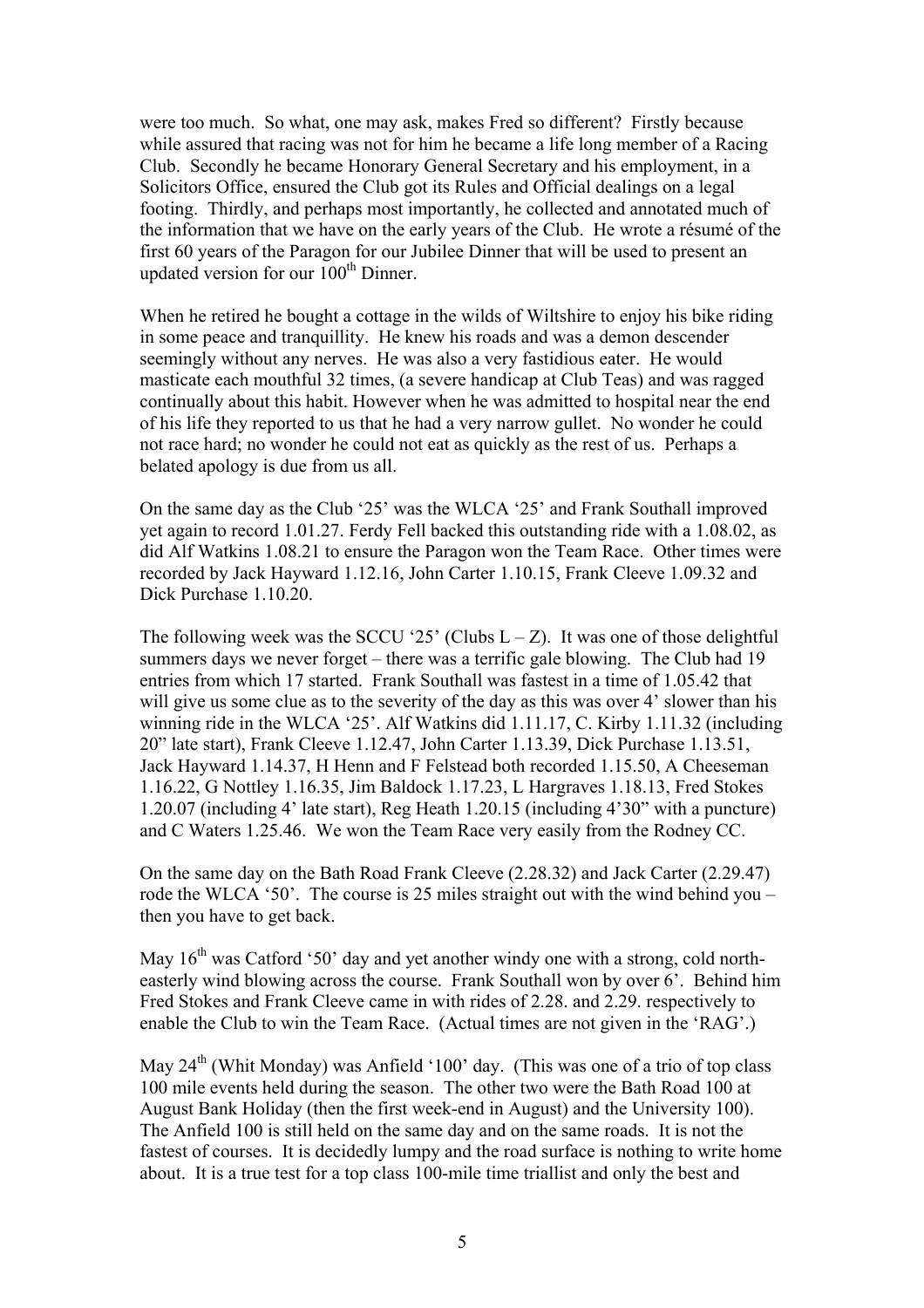were too much. So what, one may ask, makes Fred so different? Firstly because while assured that racing was not for him he became a life long member of a Racing Club. Secondly he became Honorary General Secretary and his employment, in a Solicitors Office, ensured the Club got its Rules and Official dealings on a legal footing. Thirdly, and perhaps most importantly, he collected and annotated much of the information that we have on the early years of the Club. He wrote a résumé of the first 60 years of the Paragon for our Jubilee Dinner that will be used to present an updated version for our 100th Dinner.

When he retired he bought a cottage in the wilds of Wiltshire to enjoy his bike riding in some peace and tranquillity. He knew his roads and was a demon descender seemingly without any nerves. He was also a very fastidious eater. He would masticate each mouthful 32 times, (a severe handicap at Club Teas) and was ragged continually about this habit. However when he was admitted to hospital near the end of his life they reported to us that he had a very narrow gullet. No wonder he could not race hard; no wonder he could not eat as quickly as the rest of us. Perhaps a belated apology is due from us all.

On the same day as the Club '25' was the WLCA '25' and Frank Southall improved yet again to record 1.01.27. Ferdy Fell backed this outstanding ride with a 1.08.02, as did Alf Watkins 1.08.21 to ensure the Paragon won the Team Race. Other times were recorded by Jack Hayward 1.12.16, John Carter 1.10.15, Frank Cleeve 1.09.32 and Dick Purchase 1.10.20.

The following week was the SCCU '25' (Clubs L – Z). It was one of those delightful summers days we never forget – there was a terrific gale blowing. The Club had 19 entries from which 17 started. Frank Southall was fastest in a time of 1.05.42 that will give us some clue as to the severity of the day as this was over 4' slower than his winning ride in the WLCA '25'. Alf Watkins did 1.11.17, C. Kirby 1.11.32 (including 20" late start), Frank Cleeve 1.12.47, John Carter 1.13.39, Dick Purchase 1.13.51, Jack Hayward 1.14.37, H Henn and F Felstead both recorded 1.15.50, A Cheeseman 1.16.22, G Nottley 1.16.35, Jim Baldock 1.17.23, L Hargraves 1.18.13, Fred Stokes 1.20.07 (including 4' late start), Reg Heath 1.20.15 (including 4'30" with a puncture) and C Waters 1.25.46. We won the Team Race very easily from the Rodney CC.

On the same day on the Bath Road Frank Cleeve (2.28.32) and Jack Carter (2.29.47) rode the WLCA '50'. The course is 25 miles straight out with the wind behind you – then you have to get back.

May 16th was Catford '50' day and yet another windy one with a strong, cold north-easterly wind blowing across the course. Frank Southall won by over 6'. Behind him Fred Stokes and Frank Cleeve came in with rides of 2.28. and 2.29. respectively to enable the Club to win the Team Race. (Actual times are not given in the 'RAG'.)

May 24th (Whit Monday) was Anfield '100' day. (This was one of a trio of top class 100 mile events held during the season. The other two were the Bath Road 100 at August Bank Holiday (then the first week-end in August) and the University 100). The Anfield 100 is still held on the same day and on the same roads. It is not the fastest of courses. It is decidedly lumpy and the road surface is nothing to write home about. It is a true test for a top class 100-mile time triallist and only the best and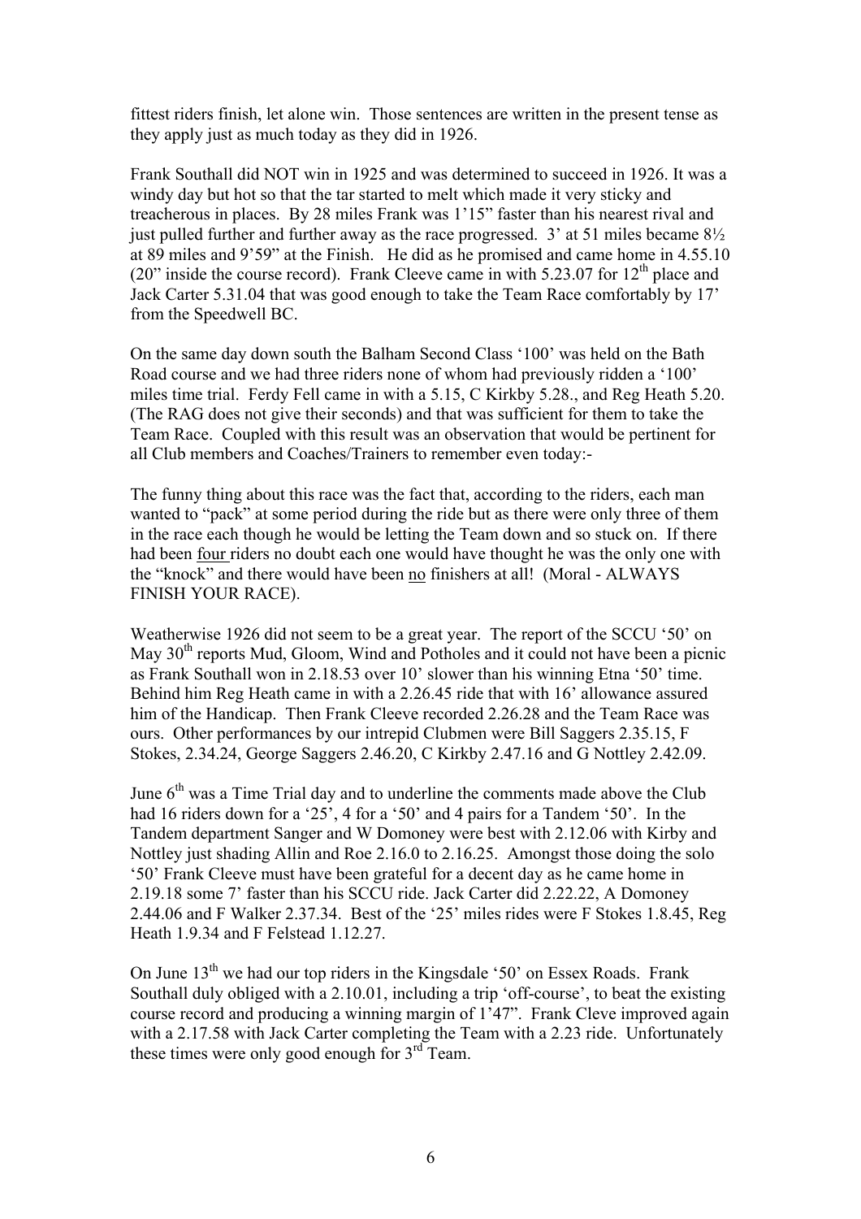fittest riders finish, let alone win. Those sentences are written in the present tense as they apply just as much today as they did in 1926.

Frank Southall did NOT win in 1925 and was determined to succeed in 1926. It was a windy day but hot so that the tar started to melt which made it very sticky and treacherous in places. By 28 miles Frank was 1'15" faster than his nearest rival and just pulled further and further away as the race progressed. 3' at 51 miles became 8½ at 89 miles and 9'59" at the Finish. He did as he promised and came home in 4.55.10 (20" inside the course record). Frank Cleeve came in with 5.23.07 for 12th place and Jack Carter 5.31.04 that was good enough to take the Team Race comfortably by 17' from the Speedwell BC.

On the same day down south the Balham Second Class '100' was held on the Bath Road course and we had three riders none of whom had previously ridden a '100' miles time trial. Ferdy Fell came in with a 5.15, C Kirkby 5.28., and Reg Heath 5.20. (The RAG does not give their seconds) and that was sufficient for them to take the Team Race. Coupled with this result was an observation that would be pertinent for all Club members and Coaches/Trainers to remember even today:-

The funny thing about this race was the fact that, according to the riders, each man wanted to "pack" at some period during the ride but as there were only three of them in the race each though he would be letting the Team down and so stuck on. If there had been four riders no doubt each one would have thought he was the only one with the "knock" and there would have been no finishers at all! (Moral - ALWAYS FINISH YOUR RACE).

Weatherwise 1926 did not seem to be a great year. The report of the SCCU '50' on May 30th reports Mud, Gloom, Wind and Potholes and it could not have been a picnic as Frank Southall won in 2.18.53 over 10' slower than his winning Etna '50' time. Behind him Reg Heath came in with a 2.26.45 ride that with 16' allowance assured him of the Handicap. Then Frank Cleeve recorded 2.26.28 and the Team Race was ours. Other performances by our intrepid Clubmen were Bill Saggers 2.35.15, F Stokes, 2.34.24, George Saggers 2.46.20, C Kirkby 2.47.16 and G Nottley 2.42.09.

June 6th was a Time Trial day and to underline the comments made above the Club had 16 riders down for a '25', 4 for a '50' and 4 pairs for a Tandem '50'. In the Tandem department Sanger and W Domoney were best with 2.12.06 with Kirby and Nottley just shading Allin and Roe 2.16.0 to 2.16.25. Amongst those doing the solo '50' Frank Cleeve must have been grateful for a decent day as he came home in 2.19.18 some 7' faster than his SCCU ride. Jack Carter did 2.22.22, A Domoney 2.44.06 and F Walker 2.37.34. Best of the '25' miles rides were F Stokes 1.8.45, Reg Heath 1.9.34 and F Felstead 1.12.27.

On June 13th we had our top riders in the Kingsdale '50' on Essex Roads. Frank Southall duly obliged with a 2.10.01, including a trip 'off-course', to beat the existing course record and producing a winning margin of 1'47". Frank Cleve improved again with a 2.17.58 with Jack Carter completing the Team with a 2.23 ride. Unfortunately these times were only good enough for 3rd Team.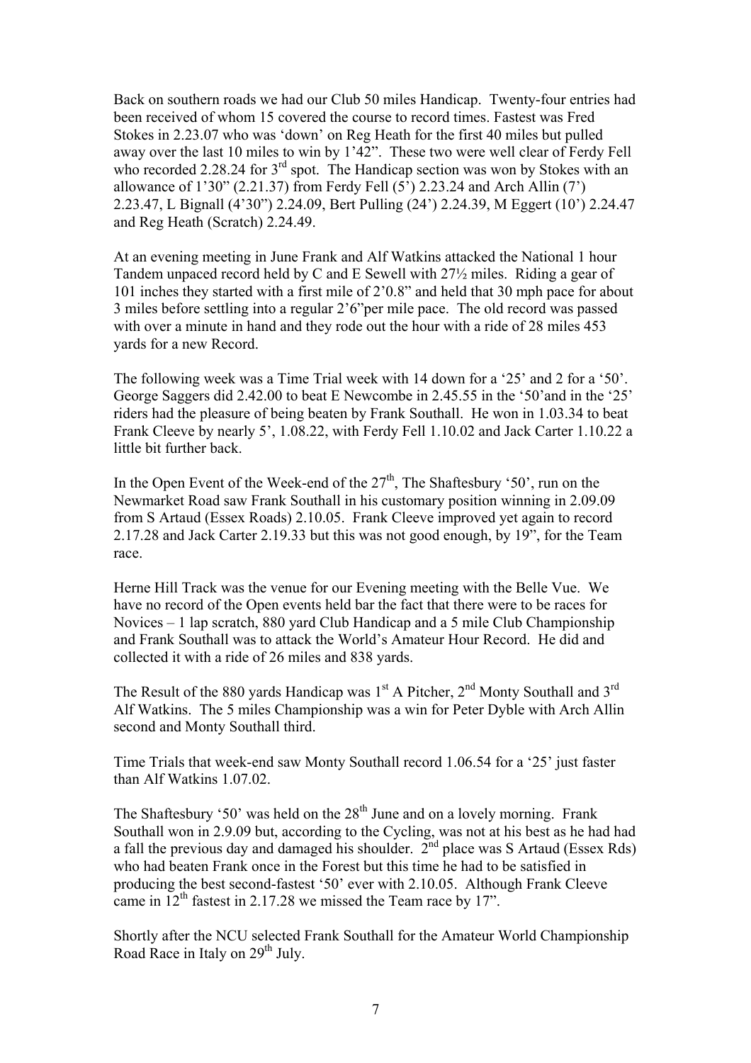Back on southern roads we had our Club 50 miles Handicap. Twenty-four entries had been received of whom 15 covered the course to record times. Fastest was Fred Stokes in 2.23.07 who was 'down' on Reg Heath for the first 40 miles but pulled away over the last 10 miles to win by 1'42". These two were well clear of Ferdy Fell who recorded 2.28.24 for 3rd spot. The Handicap section was won by Stokes with an allowance of 1'30" (2.21.37) from Ferdy Fell (5') 2.23.24 and Arch Allin (7') 2.23.47, L Bignall (4'30") 2.24.09, Bert Pulling (24') 2.24.39, M Eggert (10') 2.24.47 and Reg Heath (Scratch) 2.24.49.

At an evening meeting in June Frank and Alf Watkins attacked the National 1 hour Tandem unpaced record held by C and E Sewell with 27½ miles. Riding a gear of 101 inches they started with a first mile of 2'0.8" and held that 30 mph pace for about 3 miles before settling into a regular 2'6"per mile pace. The old record was passed with over a minute in hand and they rode out the hour with a ride of 28 miles 453 yards for a new Record.

The following week was a Time Trial week with 14 down for a '25' and 2 for a '50'. George Saggers did 2.42.00 to beat E Newcombe in 2.45.55 in the '50'and in the '25' riders had the pleasure of being beaten by Frank Southall. He won in 1.03.34 to beat Frank Cleeve by nearly 5', 1.08.22, with Ferdy Fell 1.10.02 and Jack Carter 1.10.22 a little bit further back.

In the Open Event of the Week-end of the 27th, The Shaftesbury '50', run on the Newmarket Road saw Frank Southall in his customary position winning in 2.09.09 from S Artaud (Essex Roads) 2.10.05. Frank Cleeve improved yet again to record 2.17.28 and Jack Carter 2.19.33 but this was not good enough, by 19", for the Team race.

Herne Hill Track was the venue for our Evening meeting with the Belle Vue. We have no record of the Open events held bar the fact that there were to be races for Novices – 1 lap scratch, 880 yard Club Handicap and a 5 mile Club Championship and Frank Southall was to attack the World's Amateur Hour Record. He did and collected it with a ride of 26 miles and 838 yards.

The Result of the 880 yards Handicap was 1st A Pitcher, 2nd Monty Southall and 3rd Alf Watkins. The 5 miles Championship was a win for Peter Dyble with Arch Allin second and Monty Southall third.

Time Trials that week-end saw Monty Southall record 1.06.54 for a '25' just faster than Alf Watkins 1.07.02.

The Shaftesbury '50' was held on the 28th June and on a lovely morning. Frank Southall won in 2.9.09 but, according to the Cycling, was not at his best as he had had a fall the previous day and damaged his shoulder. 2nd place was S Artaud (Essex Rds) who had beaten Frank once in the Forest but this time he had to be satisfied in producing the best second-fastest '50' ever with 2.10.05. Although Frank Cleeve came in 12th fastest in 2.17.28 we missed the Team race by 17".

Shortly after the NCU selected Frank Southall for the Amateur World Championship Road Race in Italy on 29th July.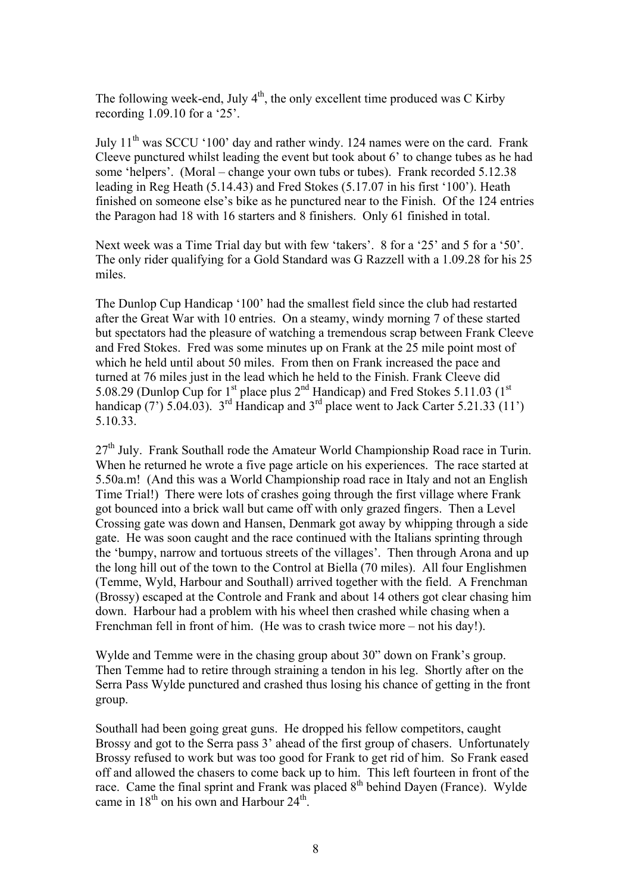The following week-end, July 4th, the only excellent time produced was C Kirby recording 1.09.10 for a '25'.

July 11th was SCCU '100' day and rather windy. 124 names were on the card. Frank Cleeve punctured whilst leading the event but took about 6' to change tubes as he had some 'helpers'. (Moral – change your own tubs or tubes). Frank recorded 5.12.38 leading in Reg Heath (5.14.43) and Fred Stokes (5.17.07 in his first '100'). Heath finished on someone else's bike as he punctured near to the Finish. Of the 124 entries the Paragon had 18 with 16 starters and 8 finishers. Only 61 finished in total.

Next week was a Time Trial day but with few 'takers'. 8 for a '25' and 5 for a '50'. The only rider qualifying for a Gold Standard was G Razzell with a 1.09.28 for his 25 miles.

The Dunlop Cup Handicap '100' had the smallest field since the club had restarted after the Great War with 10 entries. On a steamy, windy morning 7 of these started but spectators had the pleasure of watching a tremendous scrap between Frank Cleeve and Fred Stokes. Fred was some minutes up on Frank at the 25 mile point most of which he held until about 50 miles. From then on Frank increased the pace and turned at 76 miles just in the lead which he held to the Finish. Frank Cleeve did 5.08.29 (Dunlop Cup for 1st place plus 2nd Handicap) and Fred Stokes 5.11.03 (1st handicap (7') 5.04.03). 3rd Handicap and 3rd place went to Jack Carter 5.21.33 (11') 5.10.33.

27th July. Frank Southall rode the Amateur World Championship Road race in Turin. When he returned he wrote a five page article on his experiences. The race started at 5.50a.m! (And this was a World Championship road race in Italy and not an English Time Trial!) There were lots of crashes going through the first village where Frank got bounced into a brick wall but came off with only grazed fingers. Then a Level Crossing gate was down and Hansen, Denmark got away by whipping through a side gate. He was soon caught and the race continued with the Italians sprinting through the 'bumpy, narrow and tortuous streets of the villages'. Then through Arona and up the long hill out of the town to the Control at Biella (70 miles). All four Englishmen (Temme, Wyld, Harbour and Southall) arrived together with the field. A Frenchman (Brossy) escaped at the Controle and Frank and about 14 others got clear chasing him down. Harbour had a problem with his wheel then crashed while chasing when a Frenchman fell in front of him. (He was to crash twice more – not his day!).

Wylde and Temme were in the chasing group about 30" down on Frank's group. Then Temme had to retire through straining a tendon in his leg. Shortly after on the Serra Pass Wylde punctured and crashed thus losing his chance of getting in the front group.

Southall had been going great guns. He dropped his fellow competitors, caught Brossy and got to the Serra pass 3' ahead of the first group of chasers. Unfortunately Brossy refused to work but was too good for Frank to get rid of him. So Frank eased off and allowed the chasers to come back up to him. This left fourteen in front of the race. Came the final sprint and Frank was placed 8th behind Dayen (France). Wylde came in 18th on his own and Harbour 24th.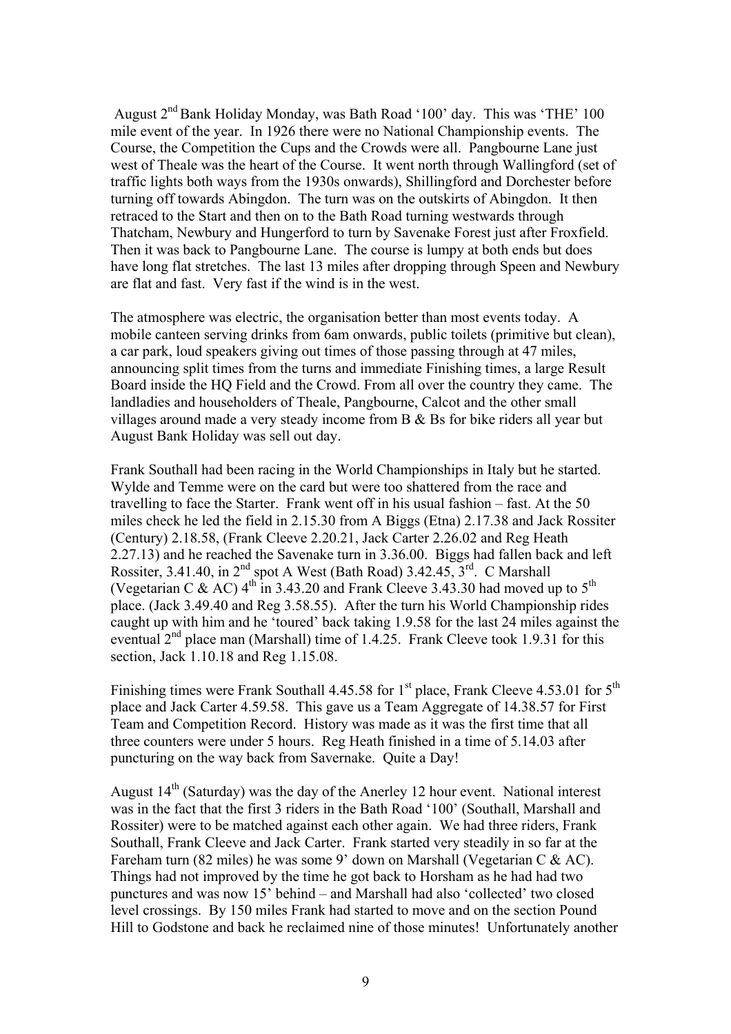August 2nd Bank Holiday Monday, was Bath Road '100' day. This was 'THE' 100 mile event of the year. In 1926 there were no National Championship events. The Course, the Competition the Cups and the Crowds were all. Pangbourne Lane just west of Theale was the heart of the Course. It went north through Wallingford (set of traffic lights both ways from the 1930s onwards), Shillingford and Dorchester before turning off towards Abingdon. The turn was on the outskirts of Abingdon. It then retraced to the Start and then on to the Bath Road turning westwards through Thatcham, Newbury and Hungerford to turn by Savenake Forest just after Froxfield. Then it was back to Pangbourne Lane. The course is lumpy at both ends but does have long flat stretches. The last 13 miles after dropping through Speen and Newbury are flat and fast. Very fast if the wind is in the west.

The atmosphere was electric, the organisation better than most events today. A mobile canteen serving drinks from 6am onwards, public toilets (primitive but clean), a car park, loud speakers giving out times of those passing through at 47 miles, announcing split times from the turns and immediate Finishing times, a large Result Board inside the HQ Field and the Crowd. From all over the country they came. The landladies and householders of Theale, Pangbourne, Calcot and the other small villages around made a very steady income from B & Bs for bike riders all year but August Bank Holiday was sell out day.

Frank Southall had been racing in the World Championships in Italy but he started. Wylde and Temme were on the card but were too shattered from the race and travelling to face the Starter. Frank went off in his usual fashion – fast. At the 50 miles check he led the field in 2.15.30 from A Biggs (Etna) 2.17.38 and Jack Rossiter (Century) 2.18.58, (Frank Cleeve 2.20.21, Jack Carter 2.26.02 and Reg Heath 2.27.13) and he reached the Savenake turn in 3.36.00. Biggs had fallen back and left Rossiter, 3.41.40, in 2nd spot A West (Bath Road) 3.42.45, 3rd. C Marshall (Vegetarian C & AC) 4th in 3.43.20 and Frank Cleeve 3.43.30 had moved up to 5th place. (Jack 3.49.40 and Reg 3.58.55). After the turn his World Championship rides caught up with him and he 'toured' back taking 1.9.58 for the last 24 miles against the eventual 2nd place man (Marshall) time of 1.4.25. Frank Cleeve took 1.9.31 for this section, Jack 1.10.18 and Reg 1.15.08.

Finishing times were Frank Southall 4.45.58 for 1st place, Frank Cleeve 4.53.01 for 5th place and Jack Carter 4.59.58. This gave us a Team Aggregate of 14.38.57 for First Team and Competition Record. History was made as it was the first time that all three counters were under 5 hours. Reg Heath finished in a time of 5.14.03 after puncturing on the way back from Savernake. Quite a Day!

August 14th (Saturday) was the day of the Anerley 12 hour event. National interest was in the fact that the first 3 riders in the Bath Road '100' (Southall, Marshall and Rossiter) were to be matched against each other again. We had three riders, Frank Southall, Frank Cleeve and Jack Carter. Frank started very steadily in so far at the Fareham turn (82 miles) he was some 9' down on Marshall (Vegetarian C & AC). Things had not improved by the time he got back to Horsham as he had had two punctures and was now 15' behind – and Marshall had also 'collected' two closed level crossings. By 150 miles Frank had started to move and on the section Pound Hill to Godstone and back he reclaimed nine of those minutes! Unfortunately another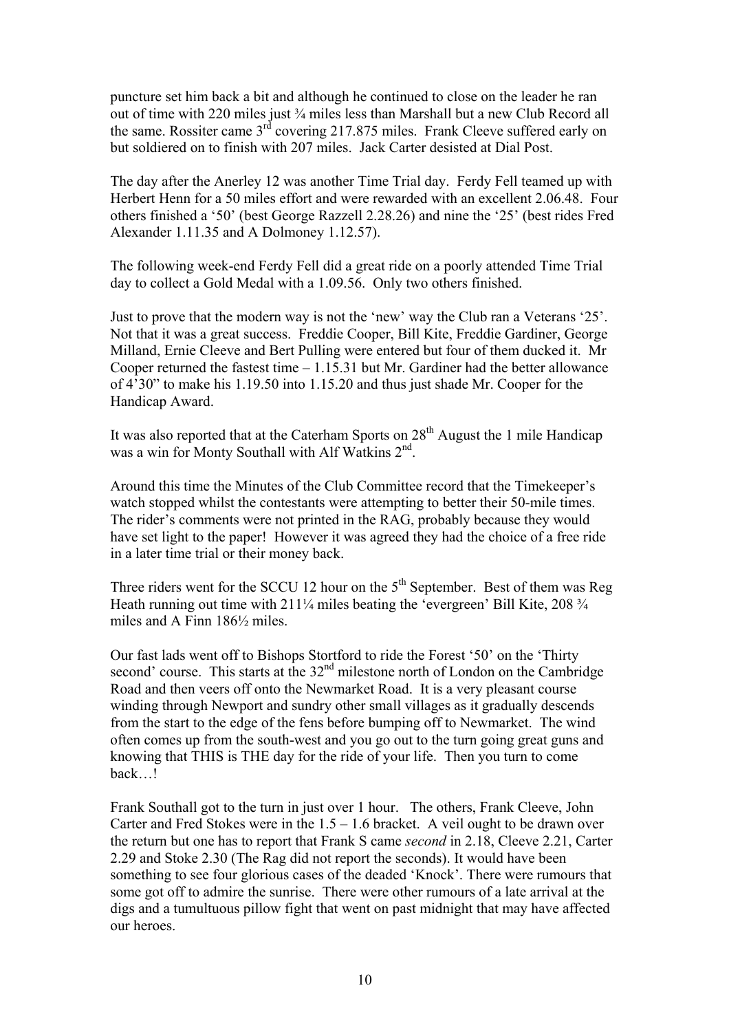puncture set him back a bit and although he continued to close on the leader he ran out of time with 220 miles just ¾ miles less than Marshall but a new Club Record all the same. Rossiter came 3rd covering 217.875 miles. Frank Cleeve suffered early on but soldiered on to finish with 207 miles. Jack Carter desisted at Dial Post.

The day after the Anerley 12 was another Time Trial day. Ferdy Fell teamed up with Herbert Henn for a 50 miles effort and were rewarded with an excellent 2.06.48. Four others finished a '50' (best George Razzell 2.28.26) and nine the '25' (best rides Fred Alexander 1.11.35 and A Dolmoney 1.12.57).

The following week-end Ferdy Fell did a great ride on a poorly attended Time Trial day to collect a Gold Medal with a 1.09.56. Only two others finished.

Just to prove that the modern way is not the 'new' way the Club ran a Veterans '25'. Not that it was a great success. Freddie Cooper, Bill Kite, Freddie Gardiner, George Milland, Ernie Cleeve and Bert Pulling were entered but four of them ducked it. Mr Cooper returned the fastest time – 1.15.31 but Mr. Gardiner had the better allowance of 4'30" to make his 1.19.50 into 1.15.20 and thus just shade Mr. Cooper for the Handicap Award.

It was also reported that at the Caterham Sports on 28th August the 1 mile Handicap was a win for Monty Southall with Alf Watkins 2nd.

Around this time the Minutes of the Club Committee record that the Timekeeper's watch stopped whilst the contestants were attempting to better their 50-mile times. The rider's comments were not printed in the RAG, probably because they would have set light to the paper! However it was agreed they had the choice of a free ride in a later time trial or their money back.

Three riders went for the SCCU 12 hour on the 5th September. Best of them was Reg Heath running out time with 211¼ miles beating the 'evergreen' Bill Kite, 208 ¾ miles and A Finn 186½ miles.

Our fast lads went off to Bishops Stortford to ride the Forest '50' on the 'Thirty second' course. This starts at the 32nd milestone north of London on the Cambridge Road and then veers off onto the Newmarket Road. It is a very pleasant course winding through Newport and sundry other small villages as it gradually descends from the start to the edge of the fens before bumping off to Newmarket. The wind often comes up from the south-west and you go out to the turn going great guns and knowing that THIS is THE day for the ride of your life. Then you turn to come back…!

Frank Southall got to the turn in just over 1 hour. The others, Frank Cleeve, John Carter and Fred Stokes were in the 1.5 – 1.6 bracket. A veil ought to be drawn over the return but one has to report that Frank S came *second* in 2.18, Cleeve 2.21, Carter 2.29 and Stoke 2.30 (The Rag did not report the seconds). It would have been something to see four glorious cases of the deaded 'Knock'. There were rumours that some got off to admire the sunrise. There were other rumours of a late arrival at the digs and a tumultuous pillow fight that went on past midnight that may have affected our heroes.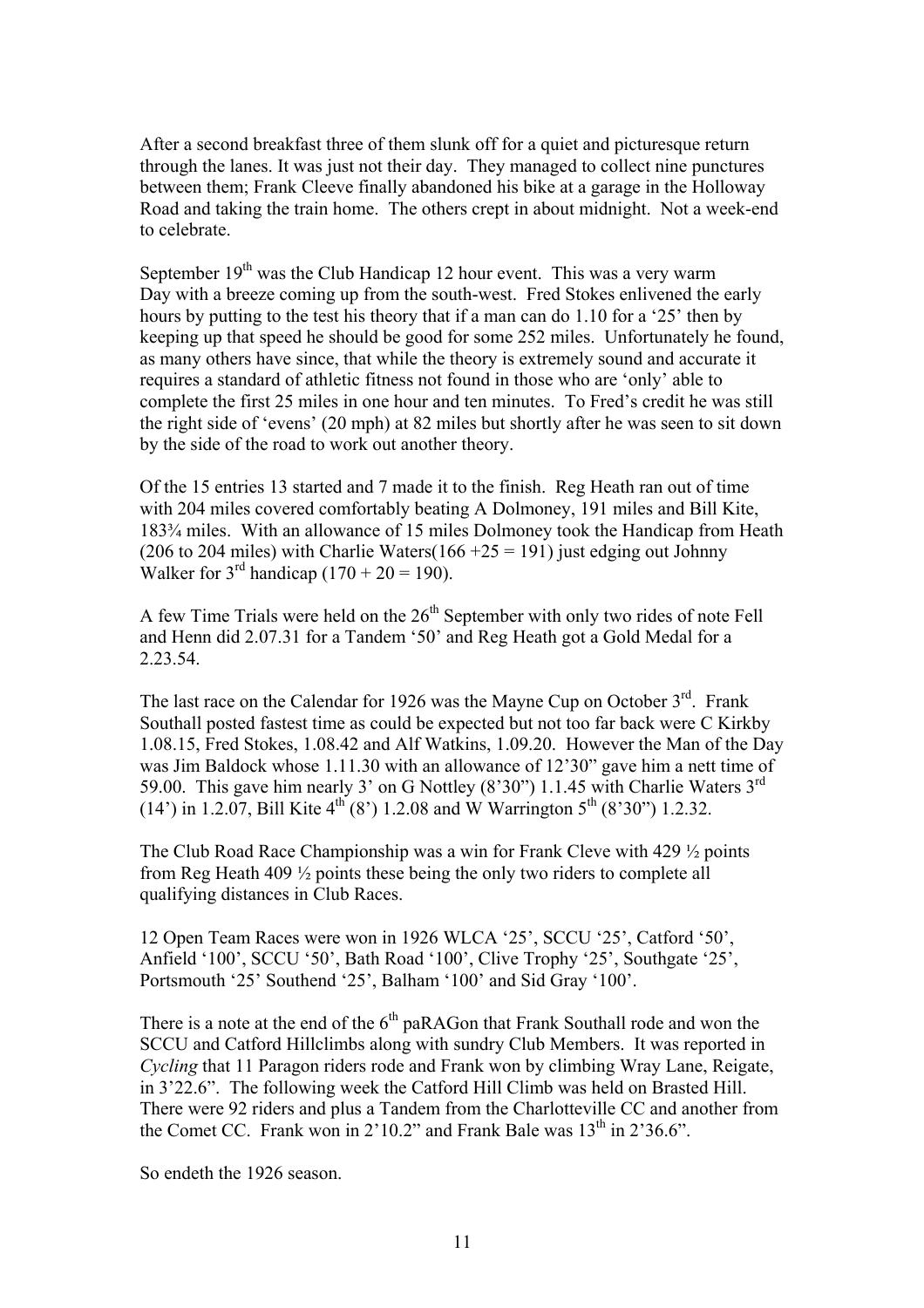After a second breakfast three of them slunk off for a quiet and picturesque return through the lanes. It was just not their day. They managed to collect nine punctures between them; Frank Cleeve finally abandoned his bike at a garage in the Holloway Road and taking the train home. The others crept in about midnight. Not a week-end to celebrate.

September 19th was the Club Handicap 12 hour event. This was a very warm Day with a breeze coming up from the south-west. Fred Stokes enlivened the early hours by putting to the test his theory that if a man can do 1.10 for a '25' then by keeping up that speed he should be good for some 252 miles. Unfortunately he found, as many others have since, that while the theory is extremely sound and accurate it requires a standard of athletic fitness not found in those who are 'only' able to complete the first 25 miles in one hour and ten minutes. To Fred's credit he was still the right side of 'evens' (20 mph) at 82 miles but shortly after he was seen to sit down by the side of the road to work out another theory.

Of the 15 entries 13 started and 7 made it to the finish. Reg Heath ran out of time with 204 miles covered comfortably beating A Dolmoney, 191 miles and Bill Kite, 183¾ miles. With an allowance of 15 miles Dolmoney took the Handicap from Heath (206 to 204 miles) with Charlie Waters(166 +25 = 191) just edging out Johnny Walker for 3rd handicap (170 + 20 = 190).

A few Time Trials were held on the 26th September with only two rides of note Fell and Henn did 2.07.31 for a Tandem '50' and Reg Heath got a Gold Medal for a 2.23.54.

The last race on the Calendar for 1926 was the Mayne Cup on October 3rd. Frank Southall posted fastest time as could be expected but not too far back were C Kirkby 1.08.15, Fred Stokes, 1.08.42 and Alf Watkins, 1.09.20. However the Man of the Day was Jim Baldock whose 1.11.30 with an allowance of 12'30" gave him a nett time of 59.00. This gave him nearly 3' on G Nottley (8'30") 1.1.45 with Charlie Waters 3rd (14') in 1.2.07, Bill Kite 4th (8') 1.2.08 and W Warrington 5th (8'30") 1.2.32.

The Club Road Race Championship was a win for Frank Cleve with 429 ½ points from Reg Heath 409 ½ points these being the only two riders to complete all qualifying distances in Club Races.

12 Open Team Races were won in 1926 WLCA '25', SCCU '25', Catford '50', Anfield '100', SCCU '50', Bath Road '100', Clive Trophy '25', Southgate '25', Portsmouth '25' Southend '25', Balham '100' and Sid Gray '100'.

There is a note at the end of the 6th paRAGon that Frank Southall rode and won the SCCU and Catford Hillclimbs along with sundry Club Members. It was reported in *Cycling* that 11 Paragon riders rode and Frank won by climbing Wray Lane, Reigate, in 3'22.6". The following week the Catford Hill Climb was held on Brasted Hill. There were 92 riders and plus a Tandem from the Charlotteville CC and another from the Comet CC. Frank won in 2'10.2" and Frank Bale was 13th in 2'36.6".

So endeth the 1926 season.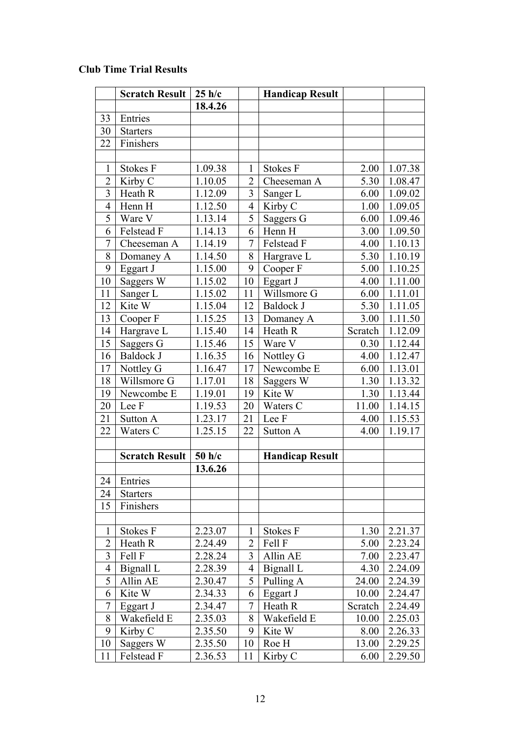**Club Time Trial Results**

| | Scratch Result | 25 h/c | | Handicap Result | | |
|---|---|---|---|---|---|---|
| | | **18.4.26** | | | | |
| 33 | Entries | | | | | |
| 30 | Starters | | | | | |
| 22 | Finishers | | | | | |
| | | | | | | |
| 1 | Stokes F | 1.09.38 | 1 | Stokes F | 2.00 | 1.07.38 |
| 2 | Kirby C | 1.10.05 | 2 | Cheeseman A | 5.30 | 1.08.47 |
| 3 | Heath R | 1.12.09 | 3 | Sanger L | 6.00 | 1.09.02 |
| 4 | Henn H | 1.12.50 | 4 | Kirby C | 1.00 | 1.09.05 |
| 5 | Ware V | 1.13.14 | 5 | Saggers G | 6.00 | 1.09.46 |
| 6 | Felstead F | 1.14.13 | 6 | Henn H | 3.00 | 1.09.50 |
| 7 | Cheeseman A | 1.14.19 | 7 | Felstead F | 4.00 | 1.10.13 |
| 8 | Domaney A | 1.14.50 | 8 | Hargrave L | 5.30 | 1.10.19 |
| 9 | Eggart J | 1.15.00 | 9 | Cooper F | 5.00 | 1.10.25 |
| 10 | Saggers W | 1.15.02 | 10 | Eggart J | 4.00 | 1.11.00 |
| 11 | Sanger L | 1.15.02 | 11 | Willsmore G | 6.00 | 1.11.01 |
| 12 | Kite W | 1.15.04 | 12 | Baldock J | 5.30 | 1.11.05 |
| 13 | Cooper F | 1.15.25 | 13 | Domaney A | 3.00 | 1.11.50 |
| 14 | Hargrave L | 1.15.40 | 14 | Heath R | Scratch | 1.12.09 |
| 15 | Saggers G | 1.15.46 | 15 | Ware V | 0.30 | 1.12.44 |
| 16 | Baldock J | 1.16.35 | 16 | Nottley G | 4.00 | 1.12.47 |
| 17 | Nottley G | 1.16.47 | 17 | Newcombe E | 6.00 | 1.13.01 |
| 18 | Willsmore G | 1.17.01 | 18 | Saggers W | 1.30 | 1.13.32 |
| 19 | Newcombe E | 1.19.01 | 19 | Kite W | 1.30 | 1.13.44 |
| 20 | Lee F | 1.19.53 | 20 | Waters C | 11.00 | 1.14.15 |
| 21 | Sutton A | 1.23.17 | 21 | Lee F | 4.00 | 1.15.53 |
| 22 | Waters C | 1.25.15 | 22 | Sutton A | 4.00 | 1.19.17 |
| | | | | | | |
| | **Scratch Result** | **50 h/c** | | **Handicap Result** | | |
| | | **13.6.26** | | | | |
| 24 | Entries | | | | | |
| 24 | Starters | | | | | |
| 15 | Finishers | | | | | |
| | | | | | | |
| 1 | Stokes F | 2.23.07 | 1 | Stokes F | 1.30 | 2.21.37 |
| 2 | Heath R | 2.24.49 | 2 | Fell F | 5.00 | 2.23.24 |
| 3 | Fell F | 2.28.24 | 3 | Allin AE | 7.00 | 2.23.47 |
| 4 | Bignall L | 2.28.39 | 4 | Bignall L | 4.30 | 2.24.09 |
| 5 | Allin AE | 2.30.47 | 5 | Pulling A | 24.00 | 2.24.39 |
| 6 | Kite W | 2.34.33 | 6 | Eggart J | 10.00 | 2.24.47 |
| 7 | Eggart J | 2.34.47 | 7 | Heath R | Scratch | 2.24.49 |
| 8 | Wakefield E | 2.35.03 | 8 | Wakefield E | 10.00 | 2.25.03 |
| 9 | Kirby C | 2.35.50 | 9 | Kite W | 8.00 | 2.26.33 |
| 10 | Saggers W | 2.35.50 | 10 | Roe H | 13.00 | 2.29.25 |
| 11 | Felstead F | 2.36.53 | 11 | Kirby C | 6.00 | 2.29.50 |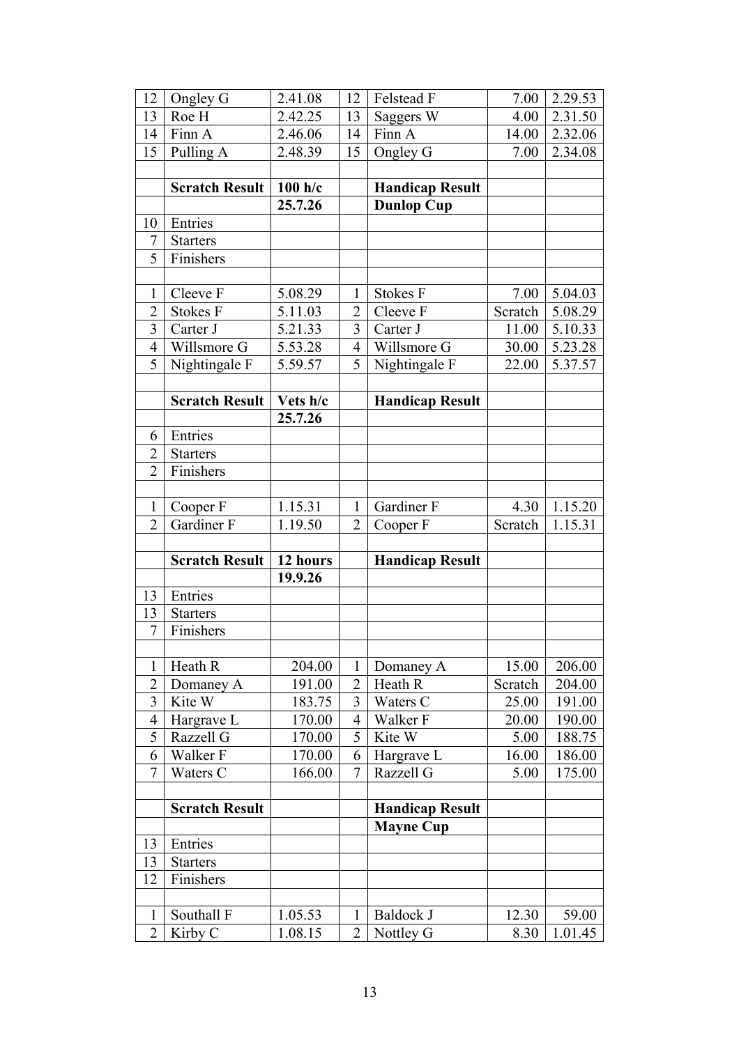| | | | | | | |
|---|---|---|---|---|---|---|
| 12 | Ongley G | 2.41.08 | 12 | Felstead F | 7.00 | 2.29.53 |
| 13 | Roe H | 2.42.25 | 13 | Saggers W | 4.00 | 2.31.50 |
| 14 | Finn A | 2.46.06 | 14 | Finn A | 14.00 | 2.32.06 |
| 15 | Pulling A | 2.48.39 | 15 | Ongley G | 7.00 | 2.34.08 |
| | | | | | | |
| | **Scratch Result** | **100 h/c** | | **Handicap Result** | | |
| | | **25.7.26** | | **Dunlop Cup** | | |
| 10 | Entries | | | | | |
| 7 | Starters | | | | | |
| 5 | Finishers | | | | | |
| | | | | | | |
| 1 | Cleeve F | 5.08.29 | 1 | Stokes F | 7.00 | 5.04.03 |
| 2 | Stokes F | 5.11.03 | 2 | Cleeve F | Scratch | 5.08.29 |
| 3 | Carter J | 5.21.33 | 3 | Carter J | 11.00 | 5.10.33 |
| 4 | Willsmore G | 5.53.28 | 4 | Willsmore G | 30.00 | 5.23.28 |
| 5 | Nightingale F | 5.59.57 | 5 | Nightingale F | 22.00 | 5.37.57 |
| | | | | | | |
| | **Scratch Result** | **Vets h/c** | | **Handicap Result** | | |
| | | **25.7.26** | | | | |
| 6 | Entries | | | | | |
| 2 | Starters | | | | | |
| 2 | Finishers | | | | | |
| | | | | | | |
| 1 | Cooper F | 1.15.31 | 1 | Gardiner F | 4.30 | 1.15.20 |
| 2 | Gardiner F | 1.19.50 | 2 | Cooper F | Scratch | 1.15.31 |
| | | | | | | |
| | **Scratch Result** | **12 hours** | | **Handicap Result** | | |
| | | **19.9.26** | | | | |
| 13 | Entries | | | | | |
| 13 | Starters | | | | | |
| 7 | Finishers | | | | | |
| | | | | | | |
| 1 | Heath R | 204.00 | 1 | Domaney A | 15.00 | 206.00 |
| 2 | Domaney A | 191.00 | 2 | Heath R | Scratch | 204.00 |
| 3 | Kite W | 183.75 | 3 | Waters C | 25.00 | 191.00 |
| 4 | Hargrave L | 170.00 | 4 | Walker F | 20.00 | 190.00 |
| 5 | Razzell G | 170.00 | 5 | Kite W | 5.00 | 188.75 |
| 6 | Walker F | 170.00 | 6 | Hargrave L | 16.00 | 186.00 |
| 7 | Waters C | 166.00 | 7 | Razzell G | 5.00 | 175.00 |
| | | | | | | |
| | **Scratch Result** | | | **Handicap Result** | | |
| | | | | **Mayne Cup** | | |
| 13 | Entries | | | | | |
| 13 | Starters | | | | | |
| 12 | Finishers | | | | | |
| | | | | | | |
| 1 | Southall F | 1.05.53 | 1 | Baldock J | 12.30 | 59.00 |
| 2 | Kirby C | 1.08.15 | 2 | Nottley G | 8.30 | 1.01.45 |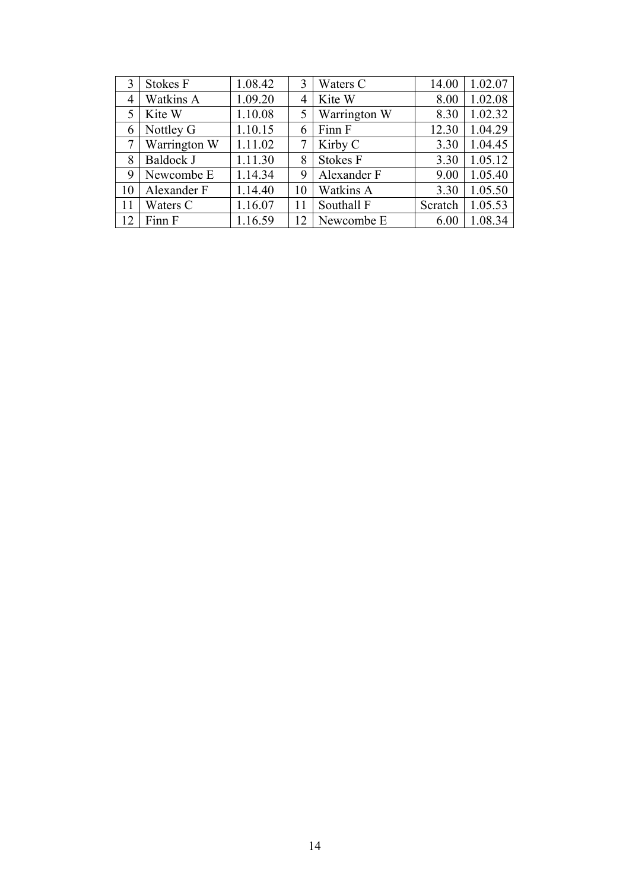| | | | | | | |
|---|---|---|---|---|---|---|
| 3 | Stokes F | 1.08.42 | 3 | Waters C | 14.00 | 1.02.07 |
| 4 | Watkins A | 1.09.20 | 4 | Kite W | 8.00 | 1.02.08 |
| 5 | Kite W | 1.10.08 | 5 | Warrington W | 8.30 | 1.02.32 |
| 6 | Nottley G | 1.10.15 | 6 | Finn F | 12.30 | 1.04.29 |
| 7 | Warrington W | 1.11.02 | 7 | Kirby C | 3.30 | 1.04.45 |
| 8 | Baldock J | 1.11.30 | 8 | Stokes F | 3.30 | 1.05.12 |
| 9 | Newcombe E | 1.14.34 | 9 | Alexander F | 9.00 | 1.05.40 |
| 10 | Alexander F | 1.14.40 | 10 | Watkins A | 3.30 | 1.05.50 |
| 11 | Waters C | 1.16.07 | 11 | Southall F | Scratch | 1.05.53 |
| 12 | Finn F | 1.16.59 | 12 | Newcombe E | 6.00 | 1.08.34 |